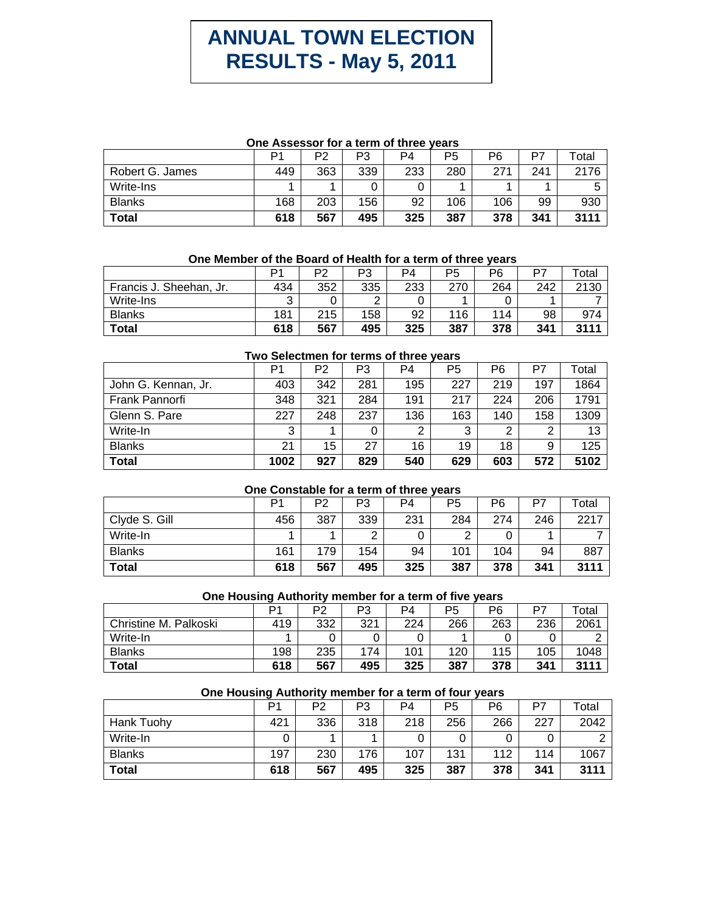# ANNUAL TOWN ELECTION RESULTS - May 5, 2011

### One Assessor for a term of three years

| | P1 | P2 | P3 | P4 | P5 | P6 | P7 | Total |
|---|---|---|---|---|---|---|---|---|
| Robert G. James | 449 | 363 | 339 | 233 | 280 | 271 | 241 | 2176 |
| Write-Ins | 1 | 1 | 0 | 0 | 1 | 1 | 1 | 5 |
| Blanks | 168 | 203 | 156 | 92 | 106 | 106 | 99 | 930 |
| **Total** | **618** | **567** | **495** | **325** | **387** | **378** | **341** | **3111** |

### One Member of the Board of Health for a term of three years

| | P1 | P2 | P3 | P4 | P5 | P6 | P7 | Total |
|---|---|---|---|---|---|---|---|---|
| Francis J. Sheehan, Jr. | 434 | 352 | 335 | 233 | 270 | 264 | 242 | 2130 |
| Write-Ins | 3 | 0 | 2 | 0 | 1 | 0 | 1 | 7 |
| Blanks | 181 | 215 | 158 | 92 | 116 | 114 | 98 | 974 |
| **Total** | **618** | **567** | **495** | **325** | **387** | **378** | **341** | **3111** |

### Two Selectmen for terms of three years

| | P1 | P2 | P3 | P4 | P5 | P6 | P7 | Total |
|---|---|---|---|---|---|---|---|---|
| John G. Kennan, Jr. | 403 | 342 | 281 | 195 | 227 | 219 | 197 | 1864 |
| Frank Pannorfi | 348 | 321 | 284 | 191 | 217 | 224 | 206 | 1791 |
| Glenn S. Pare | 227 | 248 | 237 | 136 | 163 | 140 | 158 | 1309 |
| Write-In | 3 | 1 | 0 | 2 | 3 | 2 | 2 | 13 |
| Blanks | 21 | 15 | 27 | 16 | 19 | 18 | 9 | 125 |
| **Total** | **1002** | **927** | **829** | **540** | **629** | **603** | **572** | **5102** |

### One Constable for a term of three years

| | P1 | P2 | P3 | P4 | P5 | P6 | P7 | Total |
|---|---|---|---|---|---|---|---|---|
| Clyde S. Gill | 456 | 387 | 339 | 231 | 284 | 274 | 246 | 2217 |
| Write-In | 1 | 1 | 2 | 0 | 2 | 0 | 1 | 7 |
| Blanks | 161 | 179 | 154 | 94 | 101 | 104 | 94 | 887 |
| **Total** | **618** | **567** | **495** | **325** | **387** | **378** | **341** | **3111** |

### One Housing Authority member for a term of five years

| | P1 | P2 | P3 | P4 | P5 | P6 | P7 | Total |
|---|---|---|---|---|---|---|---|---|
| Christine M. Palkoski | 419 | 332 | 321 | 224 | 266 | 263 | 236 | 2061 |
| Write-In | 1 | 0 | 0 | 0 | 1 | 0 | 0 | 2 |
| Blanks | 198 | 235 | 174 | 101 | 120 | 115 | 105 | 1048 |
| **Total** | **618** | **567** | **495** | **325** | **387** | **378** | **341** | **3111** |

### One Housing Authority member for a term of four years

| | P1 | P2 | P3 | P4 | P5 | P6 | P7 | Total |
|---|---|---|---|---|---|---|---|---|
| Hank Tuohy | 421 | 336 | 318 | 218 | 256 | 266 | 227 | 2042 |
| Write-In | 0 | 1 | 1 | 0 | 0 | 0 | 0 | 2 |
| Blanks | 197 | 230 | 176 | 107 | 131 | 112 | 114 | 1067 |
| **Total** | **618** | **567** | **495** | **325** | **387** | **378** | **341** | **3111** |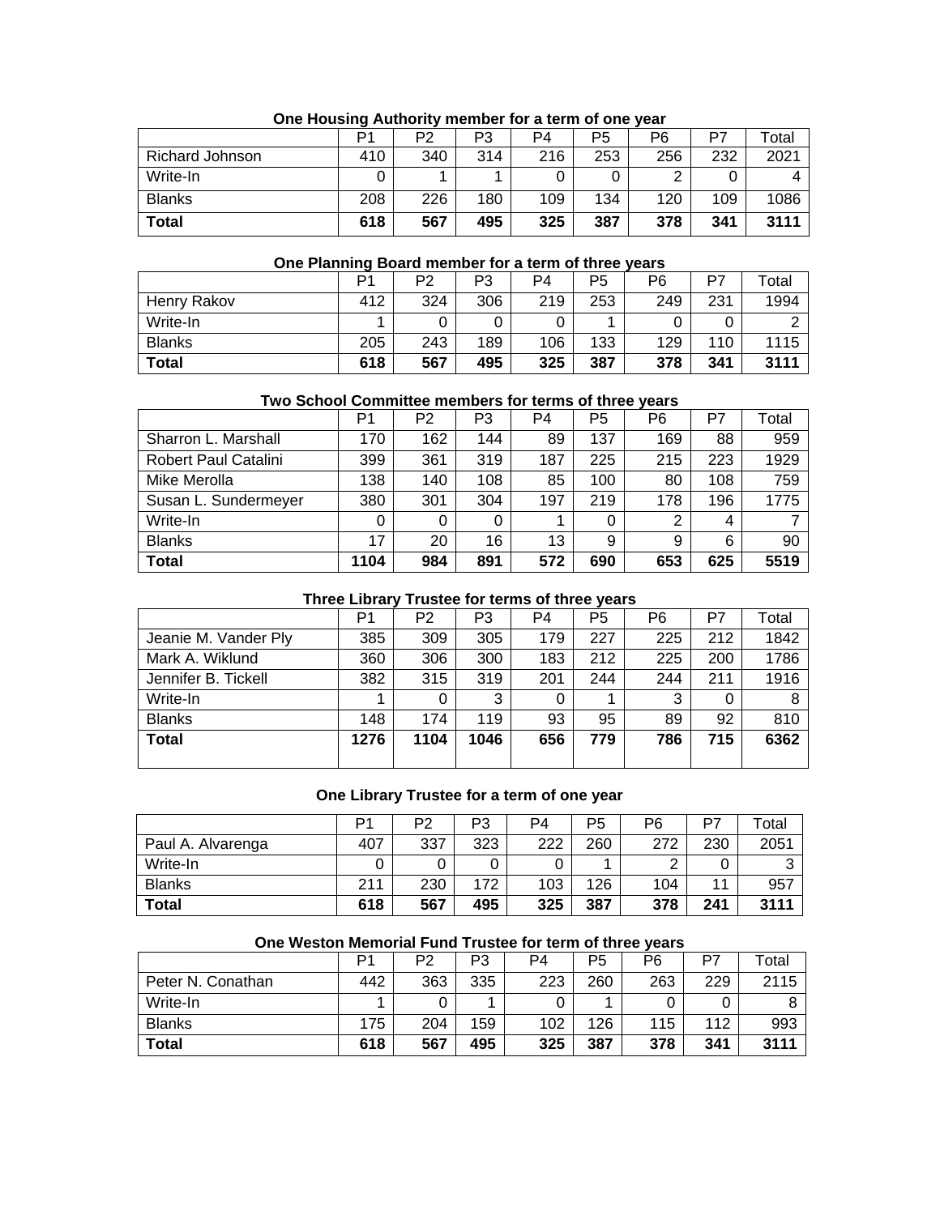### One Housing Authority member for a term of one year

| | P1 | P2 | P3 | P4 | P5 | P6 | P7 | Total |
|---|---|---|---|---|---|---|---|---|
| Richard Johnson | 410 | 340 | 314 | 216 | 253 | 256 | 232 | 2021 |
| Write-In | 0 | 1 | 1 | 0 | 0 | 2 | 0 | 4 |
| Blanks | 208 | 226 | 180 | 109 | 134 | 120 | 109 | 1086 |
| **Total** | **618** | **567** | **495** | **325** | **387** | **378** | **341** | **3111** |

### One Planning Board member for a term of three years

| | P1 | P2 | P3 | P4 | P5 | P6 | P7 | Total |
|---|---|---|---|---|---|---|---|---|
| Henry Rakov | 412 | 324 | 306 | 219 | 253 | 249 | 231 | 1994 |
| Write-In | 1 | 0 | 0 | 0 | 1 | 0 | 0 | 2 |
| Blanks | 205 | 243 | 189 | 106 | 133 | 129 | 110 | 1115 |
| **Total** | **618** | **567** | **495** | **325** | **387** | **378** | **341** | **3111** |

### Two School Committee members for terms of three years

| | P1 | P2 | P3 | P4 | P5 | P6 | P7 | Total |
|---|---|---|---|---|---|---|---|---|
| Sharron L. Marshall | 170 | 162 | 144 | 89 | 137 | 169 | 88 | 959 |
| Robert Paul Catalini | 399 | 361 | 319 | 187 | 225 | 215 | 223 | 1929 |
| Mike Merolla | 138 | 140 | 108 | 85 | 100 | 80 | 108 | 759 |
| Susan L. Sundermeyer | 380 | 301 | 304 | 197 | 219 | 178 | 196 | 1775 |
| Write-In | 0 | 0 | 0 | 1 | 0 | 2 | 4 | 7 |
| Blanks | 17 | 20 | 16 | 13 | 9 | 9 | 6 | 90 |
| **Total** | **1104** | **984** | **891** | **572** | **690** | **653** | **625** | **5519** |

### Three Library Trustee for terms of three years

| | P1 | P2 | P3 | P4 | P5 | P6 | P7 | Total |
|---|---|---|---|---|---|---|---|---|
| Jeanie M. Vander Ply | 385 | 309 | 305 | 179 | 227 | 225 | 212 | 1842 |
| Mark A. Wiklund | 360 | 306 | 300 | 183 | 212 | 225 | 200 | 1786 |
| Jennifer B. Tickell | 382 | 315 | 319 | 201 | 244 | 244 | 211 | 1916 |
| Write-In | 1 | 0 | 3 | 0 | 1 | 3 | 0 | 8 |
| Blanks | 148 | 174 | 119 | 93 | 95 | 89 | 92 | 810 |
| **Total** | **1276** | **1104** | **1046** | **656** | **779** | **786** | **715** | **6362** |

### One Library Trustee for a term of one year

| | P1 | P2 | P3 | P4 | P5 | P6 | P7 | Total |
|---|---|---|---|---|---|---|---|---|
| Paul A. Alvarenga | 407 | 337 | 323 | 222 | 260 | 272 | 230 | 2051 |
| Write-In | 0 | 0 | 0 | 0 | 1 | 2 | 0 | 3 |
| Blanks | 211 | 230 | 172 | 103 | 126 | 104 | 11 | 957 |
| **Total** | **618** | **567** | **495** | **325** | **387** | **378** | **241** | **3111** |

### One Weston Memorial Fund Trustee for term of three years

| | P1 | P2 | P3 | P4 | P5 | P6 | P7 | Total |
|---|---|---|---|---|---|---|---|---|
| Peter N. Conathan | 442 | 363 | 335 | 223 | 260 | 263 | 229 | 2115 |
| Write-In | 1 | 0 | 1 | 0 | 1 | 0 | 0 | 8 |
| Blanks | 175 | 204 | 159 | 102 | 126 | 115 | 112 | 993 |
| **Total** | **618** | **567** | **495** | **325** | **387** | **378** | **341** | **3111** |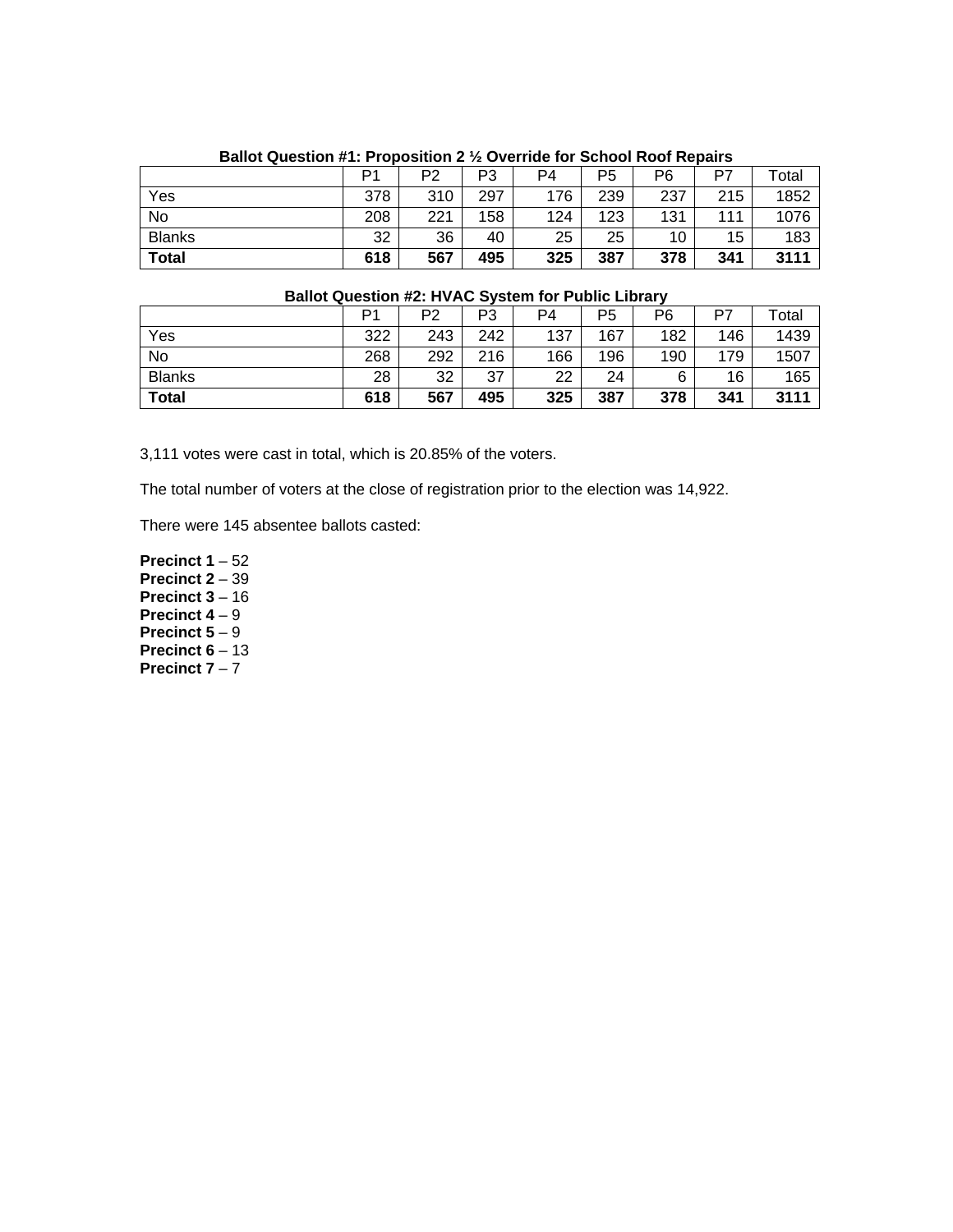**Ballot Question #1: Proposition 2 ½ Override for School Roof Repairs**

| | P1 | P2 | P3 | P4 | P5 | P6 | P7 | Total |
|---|---|---|---|---|---|---|---|---|
| Yes | 378 | 310 | 297 | 176 | 239 | 237 | 215 | 1852 |
| No | 208 | 221 | 158 | 124 | 123 | 131 | 111 | 1076 |
| Blanks | 32 | 36 | 40 | 25 | 25 | 10 | 15 | 183 |
| **Total** | **618** | **567** | **495** | **325** | **387** | **378** | **341** | **3111** |

**Ballot Question #2: HVAC System for Public Library**

| | P1 | P2 | P3 | P4 | P5 | P6 | P7 | Total |
|---|---|---|---|---|---|---|---|---|
| Yes | 322 | 243 | 242 | 137 | 167 | 182 | 146 | 1439 |
| No | 268 | 292 | 216 | 166 | 196 | 190 | 179 | 1507 |
| Blanks | 28 | 32 | 37 | 22 | 24 | 6 | 16 | 165 |
| **Total** | **618** | **567** | **495** | **325** | **387** | **378** | **341** | **3111** |

3,111 votes were cast in total, which is 20.85% of the voters.

The total number of voters at the close of registration prior to the election was 14,922.

There were 145 absentee ballots casted:

**Precinct 1** – 52
**Precinct 2** – 39
**Precinct 3** – 16
**Precinct 4** – 9
**Precinct 5** – 9
**Precinct 6** – 13
**Precinct 7** – 7